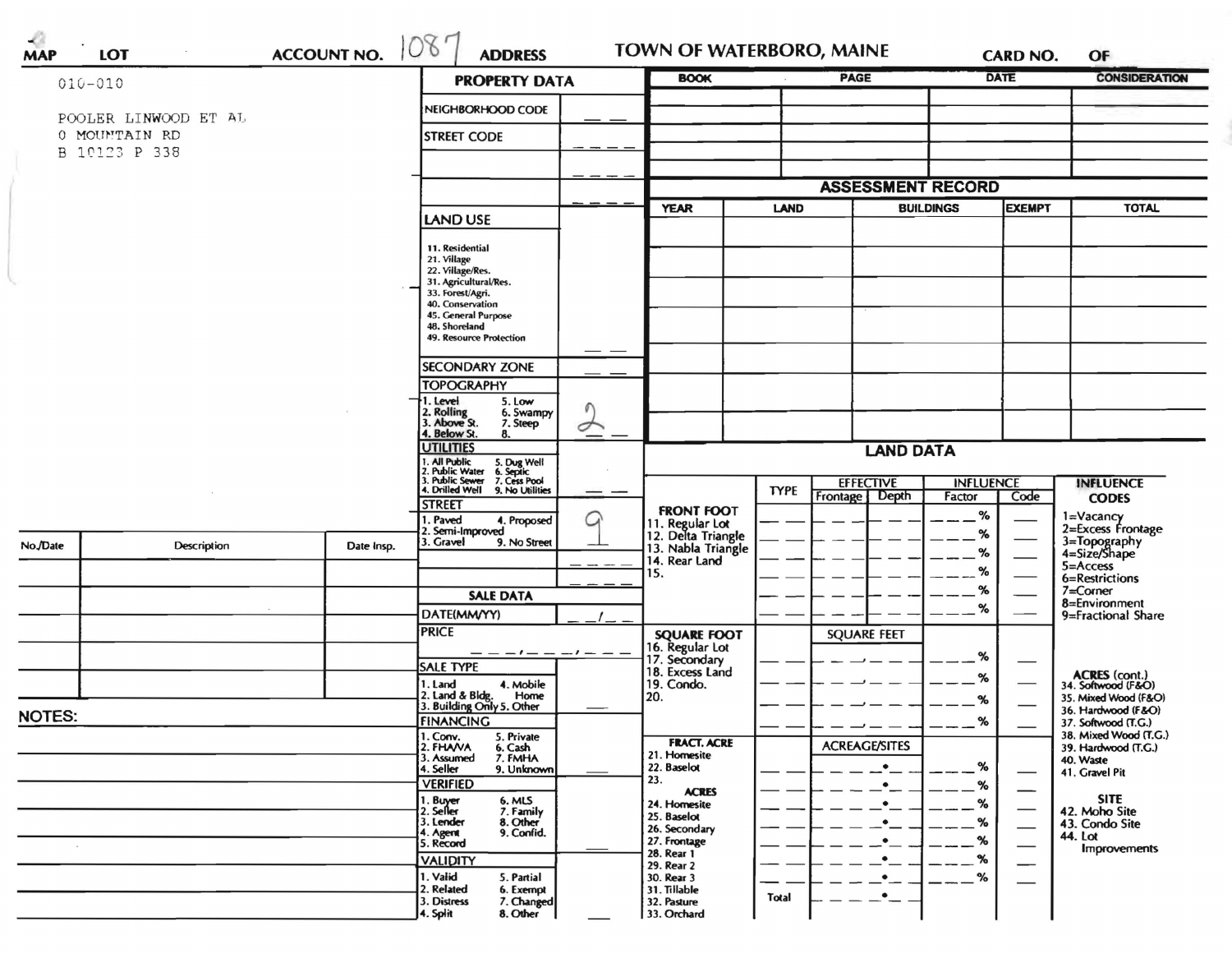MAP LOT ACCOUNT NO. 1087 ADDRESS

# TOWN OF WATERBORO, MAINE

CARD NO. OF

010-010

POOLER LINWOOD ET AL
0 MOUNTAIN RD
B 10123 P 338

## PROPERTY DATA

| | |
|---|---|
| NEIGHBORHOOD CODE | |
| STREET CODE | |
| | |
| | |

**LAND USE**

11. Residential
21. Village
22. Village/Res.
31. Agricultural/Res.
33. Forest/Agri.
40. Conservation
45. General Purpose
48. Shoreland
49. Resource Protection

**SECONDARY ZONE**

**TOPOGRAPHY**: 2

1. Level
2. Rolling
3. Above St.
4. Below St.
5. Low
6. Swampy
7. Steep
8.

**UTILITIES**

1. All Public
2. Public Water
3. Public Sewer
4. Drilled Well
5. Dug Well
6. Septic
7. Cess Pool
9. No Utilities

**STREET**: 9

1. Paved
2. Semi-Improved
3. Gravel
4. Proposed
9. No Street

## SALE DATA

DATE(MM/YY):

PRICE:

**SALE TYPE**

1. Land
2. Land & Bldg.
3. Building Only
4. Mobile Home
5. Other

**FINANCING**

1. Conv.
2. FHA/VA
3. Assumed
4. Seller
5. Private
6. Cash
7. FMHA
9. Unknown

**VERIFIED**

1. Buyer
2. Seller
3. Lender
4. Agent
5. Record
6. MLS
7. Family
8. Other
9. Confid.

**VALIDITY**

1. Valid
2. Related
3. Distress
4. Split
5. Partial
6. Exempt
7. Changed
8. Other

| BOOK | PAGE | DATE | CONSIDERATION |
|---|---|---|---|
| | | | |
| | | | |
| | | | |
| | | | |

## ASSESSMENT RECORD

| YEAR | LAND | BUILDINGS | EXEMPT | TOTAL |
|---|---|---|---|---|
| | | | | |
| | | | | |
| | | | | |
| | | | | |
| | | | | |
| | | | | |
| | | | | |

## LAND DATA

| | TYPE | EFFECTIVE Frontage | EFFECTIVE Depth | INFLUENCE Factor | INFLUENCE Code |
|---|---|---|---|---|---|
| **FRONT FOOT** | | | | | |
| 11. Regular Lot | | | | % | |
| 12. Delta Triangle | | | | % | |
| 13. Nabla Triangle | | | | % | |
| 14. Rear Land | | | | % | |
| 15. | | | | % | |
| | | | | % | |
| **SQUARE FOOT** | | SQUARE FEET | | | |
| 16. Regular Lot | | | | % | |
| 17. Secondary | | | | % | |
| 18. Excess Land | | | | % | |
| 19. Condo. | | | | % | |
| 20. | | | | | |
| **FRACT. ACRE** | | ACREAGE/SITES | | | |
| 21. Homesite | | | | % | |
| 22. Baselot | | | | % | |
| 23. | | | | % | |
| **ACRES** | | | | | |
| 24. Homesite | | | | % | |
| 25. Baselot | | | | % | |
| 26. Secondary | | | | % | |
| 27. Frontage | | | | % | |
| 28. Rear 1 | | | | % | |
| 29. Rear 2 | | | | % | |
| 30. Rear 3 | | | | | |
| 31. Tillable | Total | | | | |
| 32. Pasture | | | | | |
| 33. Orchard | | | | | |

**INFLUENCE CODES**

1=Vacancy
2=Excess Frontage
3=Topography
4=Size/Shape
5=Access
6=Restrictions
7=Corner
8=Environment
9=Fractional Share

**ACRES (cont.)**

34. Softwood (F&O)
35. Mixed Wood (F&O)
36. Hardwood (F&O)
37. Softwood (T.G.)
38. Mixed Wood (T.G.)
39. Hardwood (T.G.)
40. Waste
41. Gravel Pit

**SITE**

42. Moho Site
43. Condo Site
44. Lot Improvements

| No./Date | Description | Date Insp. |
|---|---|---|
| | | |
| | | |
| | | |
| | | |
| | | |
| | | |

**NOTES:**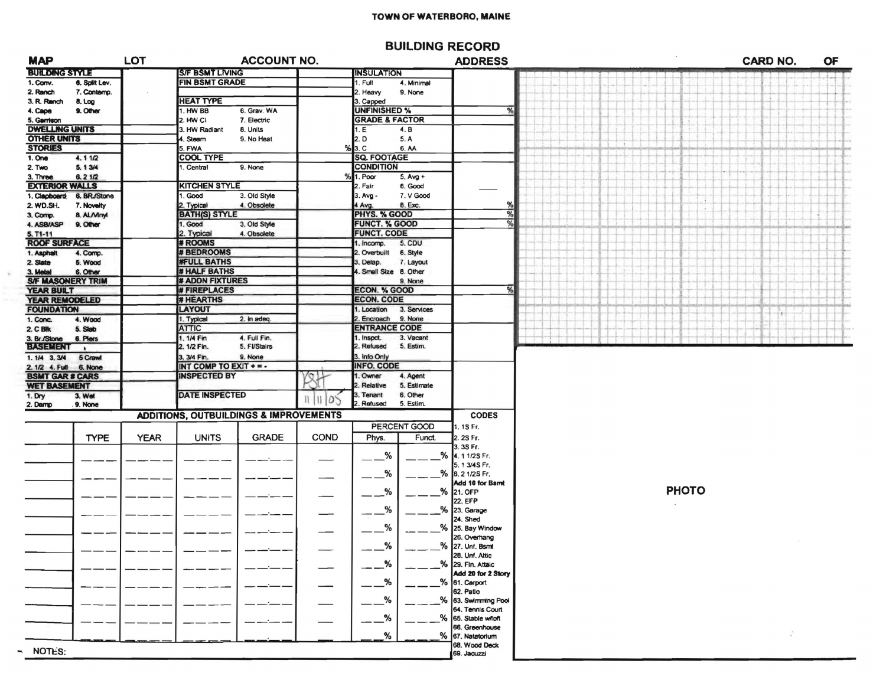# TOWN OF WATERBORO, MAINE

## BUILDING RECORD

MAP | LOT | ACCOUNT NO. | ADDRESS | CARD NO. | OF

| | | | | | |
|---|---|---|---|---|---|
| **BUILDING STYLE** | | **S/F BSMT LIVING** | | **INSULATION** | |
| 1. Conv. 6. Split Lev. | | **FIN BSMT GRADE** | | 1. Full 4. Minimal | |
| 2. Ranch 7. Contemp. | | | | 2. Heavy 9. None | |
| 3. R. Ranch 8. Log | | **HEAT TYPE** | | 3. Capped | |
| 4. Cape 9. Other | | 1. HW BB 6. Grav. WA | | **UNFINISHED %** | % |
| 5. Garrison | | 2. HW Cl 7. Electric | | **GRADE & FACTOR** | |
| **DWELLING UNITS** | | 3. HW Radiant 8. Units | | 1. E 4. B | |
| **OTHER UNITS** | | 4. Steam 9. No Heat | | 2. D 5. A | |
| **STORIES** | | 5. FWA | % | 3. C 6. AA | |
| 1. One 4. 1 1/2 | | **COOL TYPE** | | **SQ. FOOTAGE** | |
| 2. Two 5. 1 3/4 | | 1. Central 9. None | | **CONDITION** | |
| 3. Three 6. 2 1/2 | | | % | 1. Poor 5. Avg + | |
| **EXTERIOR WALLS** | | **KITCHEN STYLE** | | 2. Fair 6. Good | |
| 1. Clapboard 6. BR/Stone | | 1. Good 3. Old Style | | 3. Avg - 7. V Good | |
| 2. WD.SH. 7. Novelty | | 2. Typical 4. Obsolete | | 4 Avg. 8. Exc. | % |
| 3. Comp. 8. AL/Vinyl | | **BATH(S) STYLE** | | **PHYS. % GOOD** | % |
| 4. ASB/ASP 9. Other | | 1. Good 3. Old Style | | **FUNCT. % GOOD** | % |
| 5. T1-11 | | 2. Typical 4. Obsolete | | **FUNCT. CODE** | |
| **ROOF SURFACE** | | **# ROOMS** | | 1. Incomp. 5. CDU | |
| 1. Asphalt 4. Comp. | | **# BEDROOMS** | | 2. Overbuilt 6. Style | |
| 2. Slate 5. Wood | | **#FULL BATHS** | | 3. Delap. 7. Layout | |
| 3. Metal 6. Other | | **# HALF BATHS** | | 4. Small Size 8. Other | |
| **S/F MASONERY TRIM** | | **# ADDN FIXTURES** | | 9. None | |
| **YEAR BUILT** | | **# FIREPLACES** | | **ECON. % GOOD** | % |
| **YEAR REMODELED** | | **# HEARTHS** | | **ECON. CODE** | |
| **FOUNDATION** | | **LAYOUT** | | 1. Location 3. Services | |
| 1. Conc. 4. Wood | | 1. Typical 2. In adeq. | | 2. Encroach 9. None | |
| 2. C Blk 5. Slab | | **ATTIC** | | **ENTRANCE CODE** | |
| 3. Br./Stone 6. Piers | | 1. 1/4 Fin 4. Full Fin. | | 1. Inspct. 3. Vacant | |
| **BASEMENT** | | 2. 1/2 Fin. 5. Fl/Stairs | | 2. Refused 5. Estim. | |
| 1. 1/4 3. 3/4 5 Crawl | | 3. 3/4 Fin. 9. None | | 3. Info Only | |
| 2. 1/2 4. Full 6. None | | **INT COMP TO EXIT + = -** | | **INFO. CODE** | |
| **BSMT GAR # CARS** | | **INSPECTED BY** | PSH | 1. Owner 4. Agent | |
| **WET BASEMENT** | | | | 2. Relative 5. Estimate | |
| 1. Dry 3. Wet | | **DATE INSPECTED** | 11/11/05 | 3. Tenant 6. Other | |
| 2. Damp 9. None | | | | 2. Refused 5. Estim. | |

### ADDITIONS, OUTBUILDINGS & IMPROVEMENTS

| | TYPE | YEAR | UNITS | GRADE | COND | PERCENT GOOD Phys. | PERCENT GOOD Funct. |
|---|---|---|---|---|---|---|---|
| | | | | | | % | % |
| | | | | | | % | % |
| | | | | | | % | % |
| | | | | | | % | % |
| | | | | | | % | % |
| | | | | | | % | % |
| | | | | | | % | % |
| | | | | | | % | % |
| | | | | | | % | % |
| | | | | | | % | % |
| | | | | | | % | % |

**CODES**

1. 1S Fr.
2. 2S Fr.
3. 3S Fr.
4. 1 1/2S Fr.
5. 1 3/4S Fr.
6. 2 1/2S Fr.

Add 10 for Bsmt

21. OFP
22. EFP
23. Garage
24. Shed
25. Bay Window
26. Overhang
27. Unf. Bsmt
28. Unf. Attic
29. Fin. Attaic

Add 20 for 2 Story

61. Carport
62. Patio
63. Swimming Pool
64. Tennis Court
65. Stable w/loft
66. Greenhouse
67. Natatorium
68. Wood Deck
69. Jacuzzi

NOTES:

PHOTO